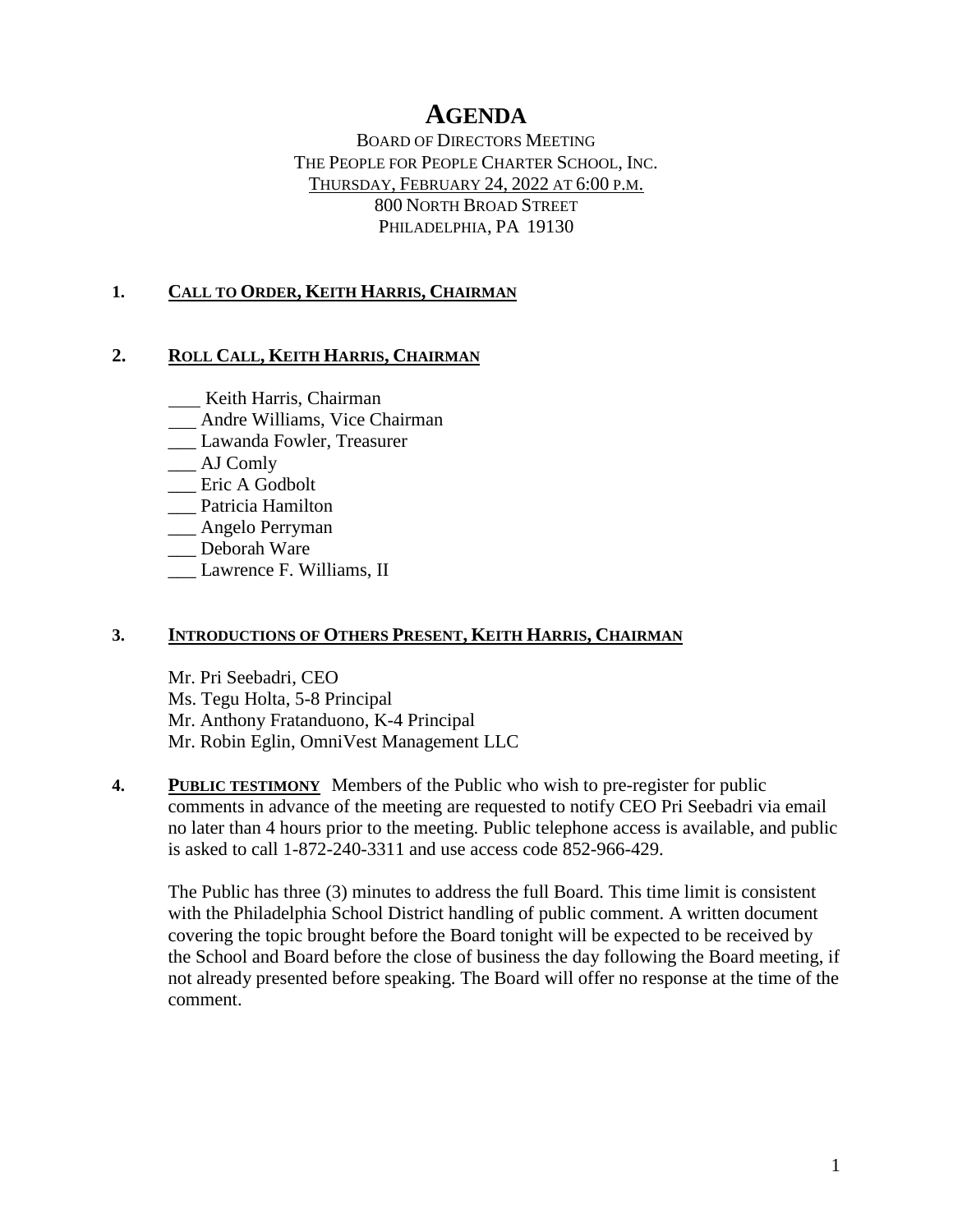# AGENDA

BOARD OF DIRECTORS MEETING
THE PEOPLE FOR PEOPLE CHARTER SCHOOL, INC.
THURSDAY, FEBRUARY 24, 2022 AT 6:00 P.M.
800 NORTH BROAD STREET
PHILADELPHIA, PA 19130

## 1. CALL TO ORDER, KEITH HARRIS, CHAIRMAN

## 2. ROLL CALL, KEITH HARRIS, CHAIRMAN

___ Keith Harris, Chairman
___ Andre Williams, Vice Chairman
___ Lawanda Fowler, Treasurer
___ AJ Comly
___ Eric A Godbolt
___ Patricia Hamilton
___ Angelo Perryman
___ Deborah Ware
___ Lawrence F. Williams, II

## 3. INTRODUCTIONS OF OTHERS PRESENT, KEITH HARRIS, CHAIRMAN

Mr. Pri Seebadri, CEO
Ms. Tegu Holta, 5-8 Principal
Mr. Anthony Fratanduono, K-4 Principal
Mr. Robin Eglin, OmniVest Management LLC

## 4. PUBLIC TESTIMONY

Members of the Public who wish to pre-register for public comments in advance of the meeting are requested to notify CEO Pri Seebadri via email no later than 4 hours prior to the meeting. Public telephone access is available, and public is asked to call 1-872-240-3311 and use access code 852-966-429.

The Public has three (3) minutes to address the full Board. This time limit is consistent with the Philadelphia School District handling of public comment. A written document covering the topic brought before the Board tonight will be expected to be received by the School and Board before the close of business the day following the Board meeting, if not already presented before speaking. The Board will offer no response at the time of the comment.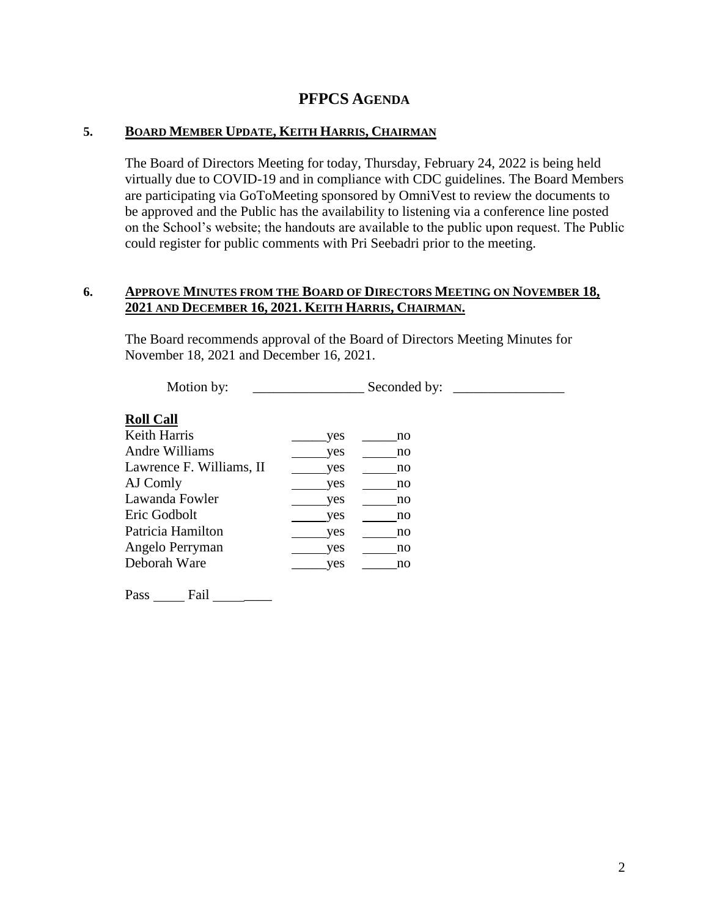# PFPCS AGENDA

## 5. BOARD MEMBER UPDATE, KEITH HARRIS, CHAIRMAN

The Board of Directors Meeting for today, Thursday, February 24, 2022 is being held virtually due to COVID-19 and in compliance with CDC guidelines. The Board Members are participating via GoToMeeting sponsored by OmniVest to review the documents to be approved and the Public has the availability to listening via a conference line posted on the School's website; the handouts are available to the public upon request. The Public could register for public comments with Pri Seebadri prior to the meeting.

## 6. APPROVE MINUTES FROM THE BOARD OF DIRECTORS MEETING ON NOVEMBER 18, 2021 AND DECEMBER 16, 2021. KEITH HARRIS, CHAIRMAN.

The Board recommends approval of the Board of Directors Meeting Minutes for November 18, 2021 and December 16, 2021.

Motion by: ________________ Seconded by: ________________

**Roll Call**

| | | |
|---|---|---|
| Keith Harris | _____yes | _____no |
| Andre Williams | _____yes | _____no |
| Lawrence F. Williams, II | _____yes | _____no |
| AJ Comly | _____yes | _____no |
| Lawanda Fowler | _____yes | _____no |
| Eric Godbolt | _____yes | _____no |
| Patricia Hamilton | _____yes | _____no |
| Angelo Perryman | _____yes | _____no |
| Deborah Ware | _____yes | _____no |

Pass _____ Fail _________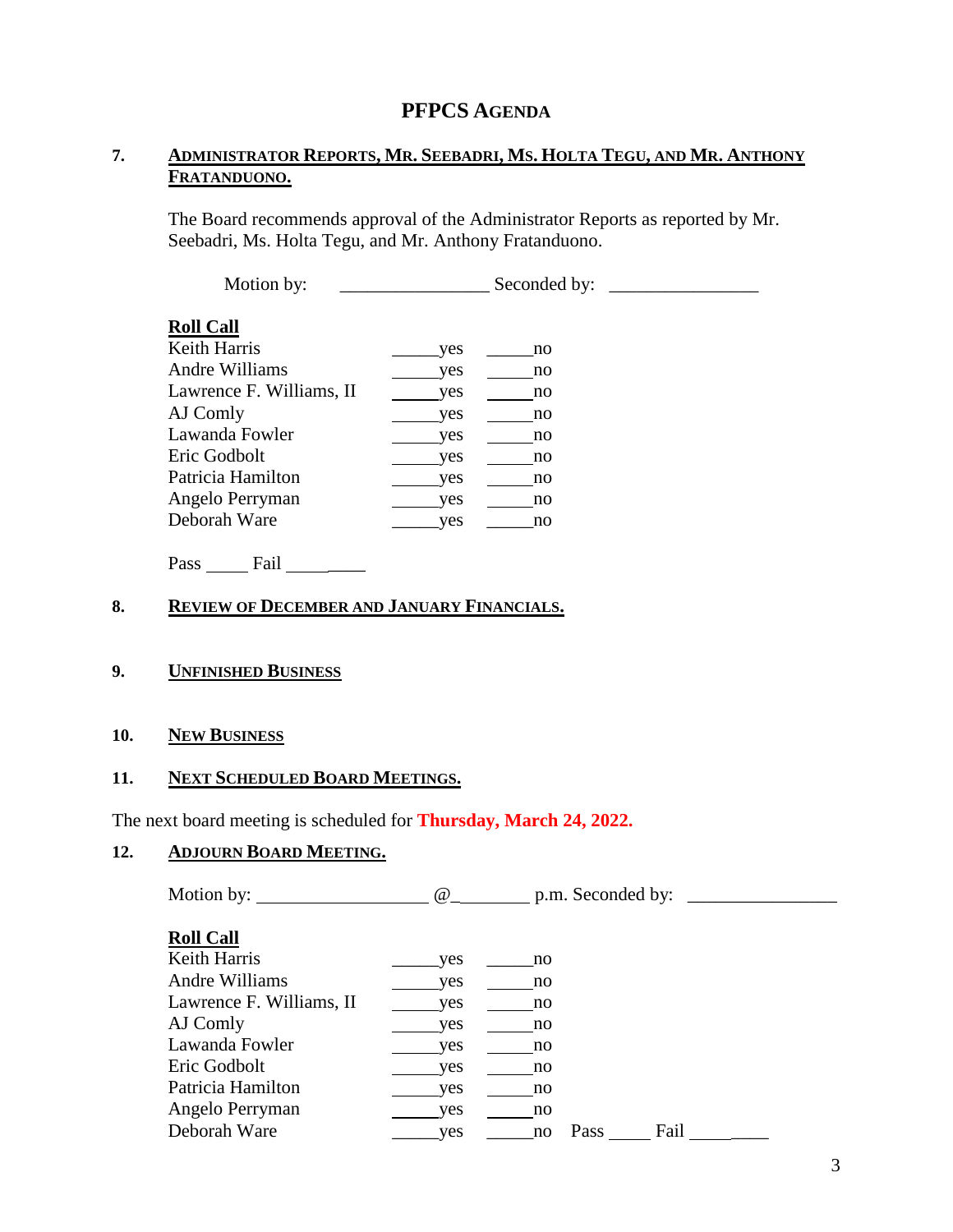# PFPCS Agenda

## 7. Administrator Reports, Mr. Seebadri, Ms. Holta Tegu, and Mr. Anthony Fratanduono.

The Board recommends approval of the Administrator Reports as reported by Mr. Seebadri, Ms. Holta Tegu, and Mr. Anthony Fratanduono.

Motion by: ________________ Seconded by: ________________

**Roll Call**

| | | |
|---|---|---|
| Keith Harris | _____yes | _____no |
| Andre Williams | _____yes | _____no |
| Lawrence F. Williams, II | _____yes | _____no |
| AJ Comly | _____yes | _____no |
| Lawanda Fowler | _____yes | _____no |
| Eric Godbolt | _____yes | _____no |
| Patricia Hamilton | _____yes | _____no |
| Angelo Perryman | _____yes | _____no |
| Deborah Ware | _____yes | _____no |

Pass _____ Fail _________

## 8. Review of December and January Financials.

## 9. Unfinished Business

## 10. New Business

## 11. Next Scheduled Board Meetings.

The next board meeting is scheduled for **Thursday, March 24, 2022.**

## 12. Adjourn Board Meeting.

Motion by: __________________ @________ p.m. Seconded by: ________________

**Roll Call**

| | | |
|---|---|---|
| Keith Harris | _____yes | _____no |
| Andre Williams | _____yes | _____no |
| Lawrence F. Williams, II | _____yes | _____no |
| AJ Comly | _____yes | _____no |
| Lawanda Fowler | _____yes | _____no |
| Eric Godbolt | _____yes | _____no |
| Patricia Hamilton | _____yes | _____no |
| Angelo Perryman | _____yes | _____no |
| Deborah Ware | _____yes | _____no |

Pass _____ Fail _________